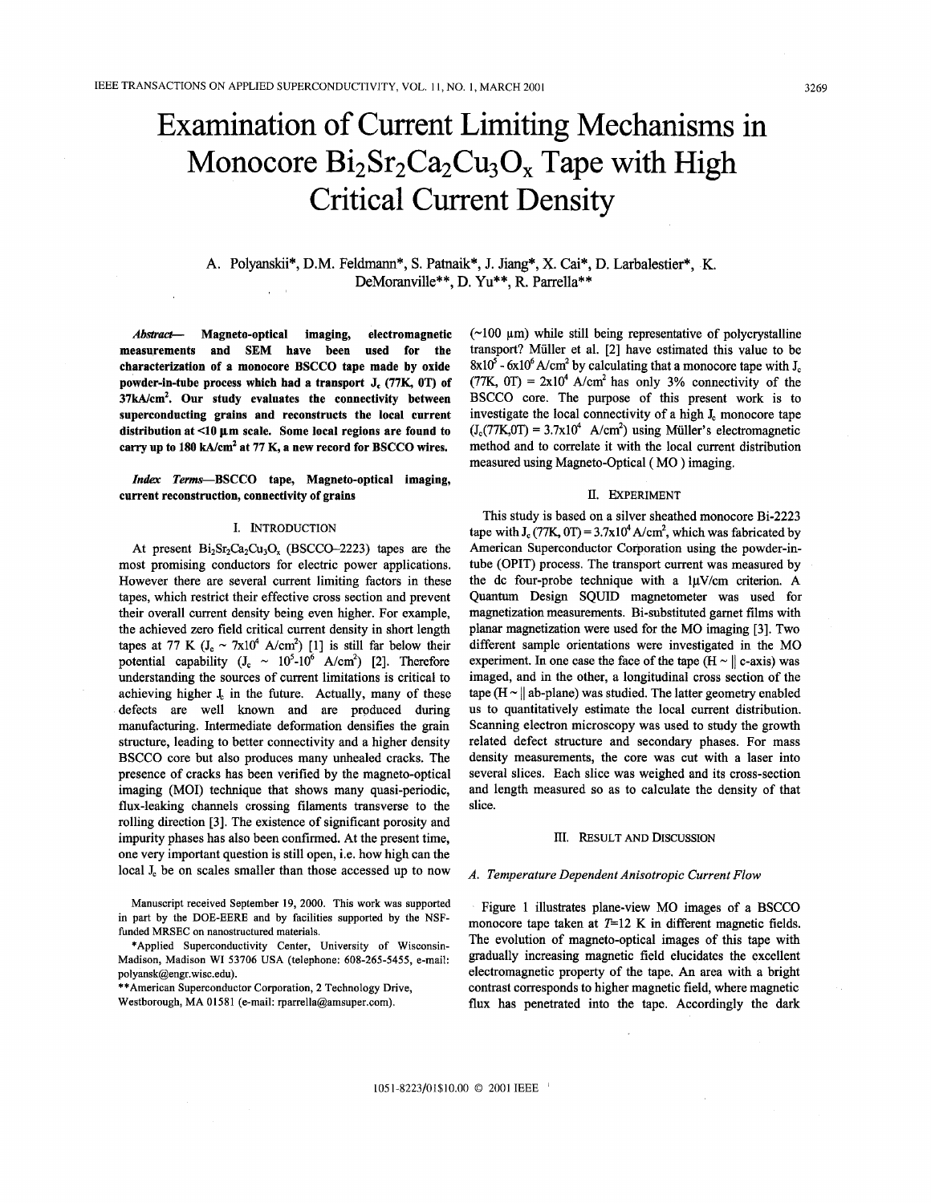# Examination of Current Limiting Mechanisms in Monocore $Bi_2Sr_2Ca_2Cu_3O_x$ Tape with High Critical Current Density

A. Polyanskii*, D.M. Feldmann*, S. Patnaik*, J. Jiang*, X. Cai*, D. Larbalestier*, K. DeMoranville**, D. Yu**, R. Parrella**

***Abstract*— Magneto-optical imaging, electromagnetic measurements and SEM have been used for the characterization of a monocore BSCCO tape made by oxide powder-in-tube process which had a transport $J_c$ (77K, 0T) of 37kA/cm$^2$. Our study evaluates the connectivity between superconducting grains and reconstructs the local current distribution at <10 μm scale. Some local regions are found to carry up to 180 kA/cm$^2$ at 77 K, a new record for BSCCO wires.**

***Index Terms*—BSCCO tape, Magneto-optical imaging, current reconstruction, connectivity of grains**

## I. Introduction

At present $Bi_2Sr_2Ca_2Cu_3O_x$ (BSCCO-2223) tapes are the most promising conductors for electric power applications. However there are several current limiting factors in these tapes, which restrict their effective cross section and prevent their overall current density being even higher. For example, the achieved zero field critical current density in short length tapes at 77 K ($J_c \sim 7\text{x}10^4$ A/cm$^2$) [1] is still far below their potential capability ($J_c \sim 10^5$-$10^6$ A/cm$^2$) [2]. Therefore understanding the sources of current limitations is critical to achieving higher $J_c$ in the future. Actually, many of these defects are well known and are produced during manufacturing. Intermediate deformation densifies the grain structure, leading to better connectivity and a higher density BSCCO core but also produces many unhealed cracks. The presence of cracks has been verified by the magneto-optical imaging (MOI) technique that shows many quasi-periodic, flux-leaking channels crossing filaments transverse to the rolling direction [3]. The existence of significant porosity and impurity phases has also been confirmed. At the present time, one very important question is still open, i.e. how high can the local $J_c$ be on scales smaller than those accessed up to now (~100 μm) while still being representative of polycrystalline transport? Müller et al. [2] have estimated this value to be $8\text{x}10^5$ - $6\text{x}10^6$ A/cm$^2$ by calculating that a monocore tape with $J_c$ (77K, 0T) = $2\text{x}10^4$ A/cm$^2$ has only 3% connectivity of the BSCCO core. The purpose of this present work is to investigate the local connectivity of a high $J_c$ monocore tape ($J_c$(77K,0T) = $3.7\text{x}10^4$ A/cm$^2$) using Müller's electromagnetic method and to correlate it with the local current distribution measured using Magneto-Optical ( MO ) imaging.

Manuscript received September 19, 2000. This work was supported in part by the DOE-EERE and by facilities supported by the NSF-funded MRSEC on nanostructured materials.

*Applied Superconductivity Center, University of Wisconsin-Madison, Madison WI 53706 USA (telephone: 608-265-5455, e-mail: polyansk@engr.wisc.edu).

**American Superconductor Corporation, 2 Technology Drive, Westborough, MA 01581 (e-mail: rparrella@amsuper.com).

## II. Experiment

This study is based on a silver sheathed monocore Bi-2223 tape with $J_c$ (77K, 0T) = $3.7\text{x}10^4$ A/cm$^2$, which was fabricated by American Superconductor Corporation using the powder-in-tube (OPIT) process. The transport current was measured by the dc four-probe technique with a 1μV/cm criterion. A Quantum Design SQUID magnetometer was used for magnetization measurements. Bi-substituted garnet films with planar magnetization were used for the MO imaging [3]. Two different sample orientations were investigated in the MO experiment. In one case the face of the tape (H ~ || c-axis) was imaged, and in the other, a longitudinal cross section of the tape (H ~ || ab-plane) was studied. The latter geometry enabled us to quantitatively estimate the local current distribution. Scanning electron microscopy was used to study the growth related defect structure and secondary phases. For mass density measurements, the core was cut with a laser into several slices. Each slice was weighed and its cross-section and length measured so as to calculate the density of that slice.

## III. Result and Discussion

### A. Temperature Dependent Anisotropic Current Flow

Figure 1 illustrates plane-view MO images of a BSCCO monocore tape taken at $T$=12 K in different magnetic fields. The evolution of magneto-optical images of this tape with gradually increasing magnetic field elucidates the excellent electromagnetic property of the tape. An area with a bright contrast corresponds to higher magnetic field, where magnetic flux has penetrated into the tape. Accordingly the dark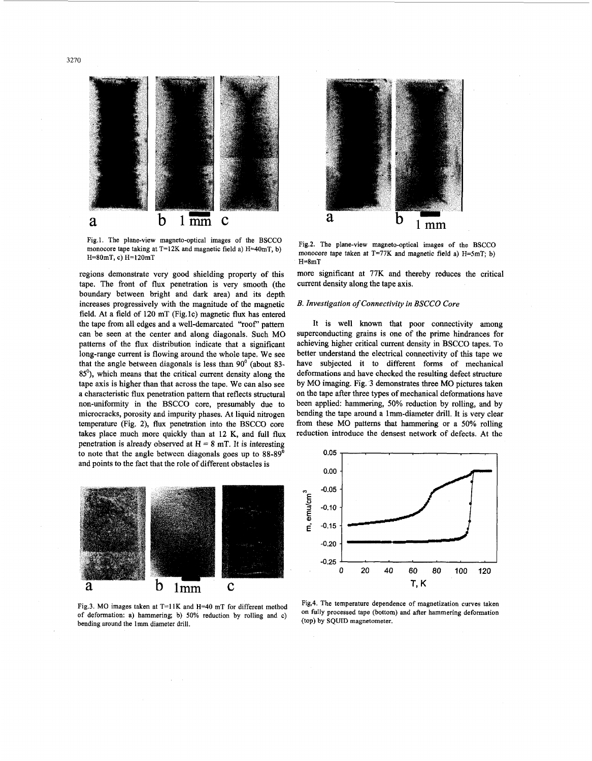Fig.1. The plane-view magneto-optical images of the BSCCO monocore tape taking at T=12K and magnetic field a) H=40mT, b) H=80mT, c) H=120mT

regions demonstrate very good shielding property of this tape. The front of flux penetration is very smooth (the boundary between bright and dark area) and its depth increases progressively with the magnitude of the magnetic field. At a field of 120 mT (Fig.1c) magnetic flux has entered the tape from all edges and a well-demarcated "roof" pattern can be seen at the center and along diagonals. Such MO patterns of the flux distribution indicate that a significant long-range current is flowing around the whole tape. We see that the angle between diagonals is less than $90^0$ (about 83-$85^0$), which means that the critical current density along the tape axis is higher than that across the tape. We can also see a characteristic flux penetration pattern that reflects structural non-uniformity in the BSCCO core, presumably due to microcracks, porosity and impurity phases. At liquid nitrogen temperature (Fig. 2), flux penetration into the BSCCO core takes place much more quickly than at 12 K, and full flux penetration is already observed at H = 8 mT. It is interesting to note that the angle between diagonals goes up to 88-$89^0$ and points to the fact that the role of different obstacles is more significant at 77K and thereby reduces the critical current density along the tape axis.

Fig.2. The plane-view magneto-optical images of the BSCCO monocore tape taken at T=77K and magnetic field a) H=5mT; b) H=8mT

### B. Investigation of Connectivity in BSCCO Core

It is well known that poor connectivity among superconducting grains is one of the prime hindrances for achieving higher critical current density in BSCCO tapes. To better understand the electrical connectivity of this tape we have subjected it to different forms of mechanical deformations and have checked the resulting defect structure by MO imaging. Fig. 3 demonstrates three MO pictures taken on the tape after three types of mechanical deformations have been applied: hammering, 50% reduction by rolling, and by bending the tape around a 1mm-diameter drill. It is very clear from these MO patterns that hammering or a 50% rolling reduction introduce the densest network of defects. At the

Fig.3. MO images taken at T=11K and H=40 mT for different method of deformation: a) hammering; b) 50% reduction by rolling and c) bending around the 1mm diameter drill.

Fig.4. The temperature dependence of magnetization curves taken on fully processed tape (bottom) and after hammering deformation (top) by SQUID magnetometer.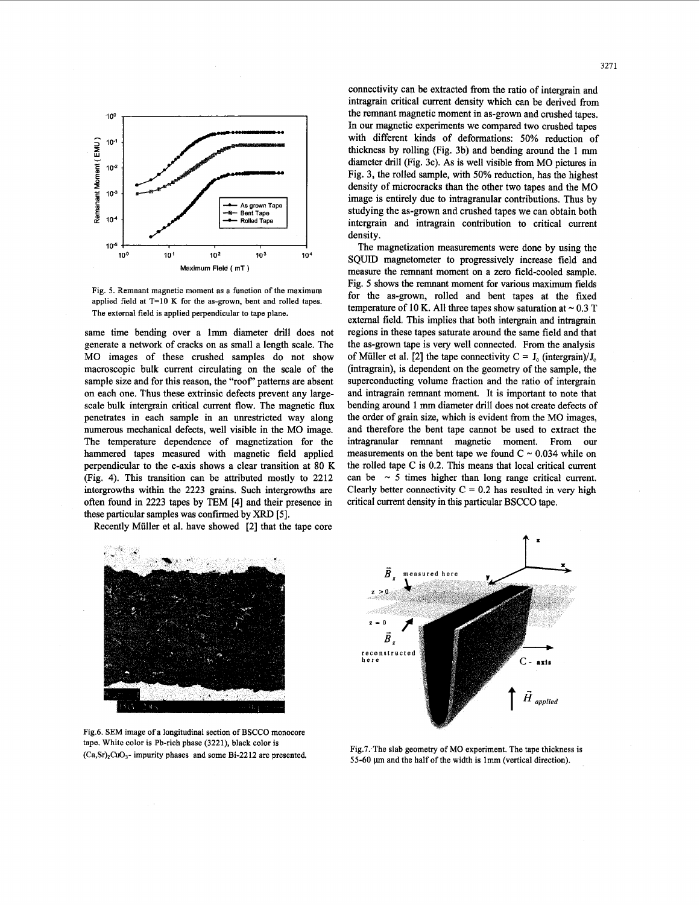Fig. 5. Remnant magnetic moment as a function of the maximum applied field at T=10 K for the as-grown, bent and rolled tapes. The external field is applied perpendicular to tape plane.

same time bending over a 1mm diameter drill does not generate a network of cracks on as small a length scale. The MO images of these crushed samples do not show macroscopic bulk current circulating on the scale of the sample size and for this reason, the "roof" patterns are absent on each one. Thus these extrinsic defects prevent any large-scale bulk intergrain critical current flow. The magnetic flux penetrates in each sample in an unrestricted way along numerous mechanical defects, well visible in the MO image. The temperature dependence of magnetization for the hammered tapes measured with magnetic field applied perpendicular to the c-axis shows a clear transition at 80 K (Fig. 4). This transition can be attributed mostly to 2212 intergrowths within the 2223 grains. Such intergrowths are often found in 2223 tapes by TEM [4] and their presence in these particular samples was confirmed by XRD [5].

Recently Müller et al. have showed [2] that the tape core connectivity can be extracted from the ratio of intergrain and intragrain critical current density which can be derived from the remnant magnetic moment in as-grown and crushed tapes. In our magnetic experiments we compared two crushed tapes with different kinds of deformations: 50% reduction of thickness by rolling (Fig. 3b) and bending around the 1 mm diameter drill (Fig. 3c). As is well visible from MO pictures in Fig. 3, the rolled sample, with 50% reduction, has the highest density of microcracks than the other two tapes and the MO image is entirely due to intragranular contributions. Thus by studying the as-grown and crushed tapes we can obtain both intergrain and intragrain contribution to critical current density.

The magnetization measurements were done by using the SQUID magnetometer to progressively increase field and measure the remnant moment on a zero field-cooled sample. Fig. 5 shows the remnant moment for various maximum fields for the as-grown, rolled and bent tapes at the fixed temperature of 10 K. All three tapes show saturation at ~ 0.3 T external field. This implies that both intergrain and intragrain regions in these tapes saturate around the same field and that the as-grown tape is very well connected. From the analysis of Müller et al. [2] the tape connectivity $C = J_c$ (intergrain)/$J_c$ (intragrain), is dependent on the geometry of the sample, the superconducting volume fraction and the ratio of intergrain and intragrain remnant moment. It is important to note that bending around 1 mm diameter drill does not create defects of the order of grain size, which is evident from the MO images, and therefore the bent tape cannot be used to extract the intragranular remnant magnetic moment. From our measurements on the bent tape we found C ~ 0.034 while on the rolled tape C is 0.2. This means that local critical current can be ~ 5 times higher than long range critical current. Clearly better connectivity C = 0.2 has resulted in very high critical current density in this particular BSCCO tape.

Fig.6. SEM image of a longitudinal section of BSCCO monocore tape. White color is Pb-rich phase (3221), black color is $(Ca,Sr)_2CuO_3$- impurity phases and some Bi-2212 are presented.

Fig.7. The slab geometry of MO experiment. The tape thickness is 55-60 μm and the half of the width is 1mm (vertical direction).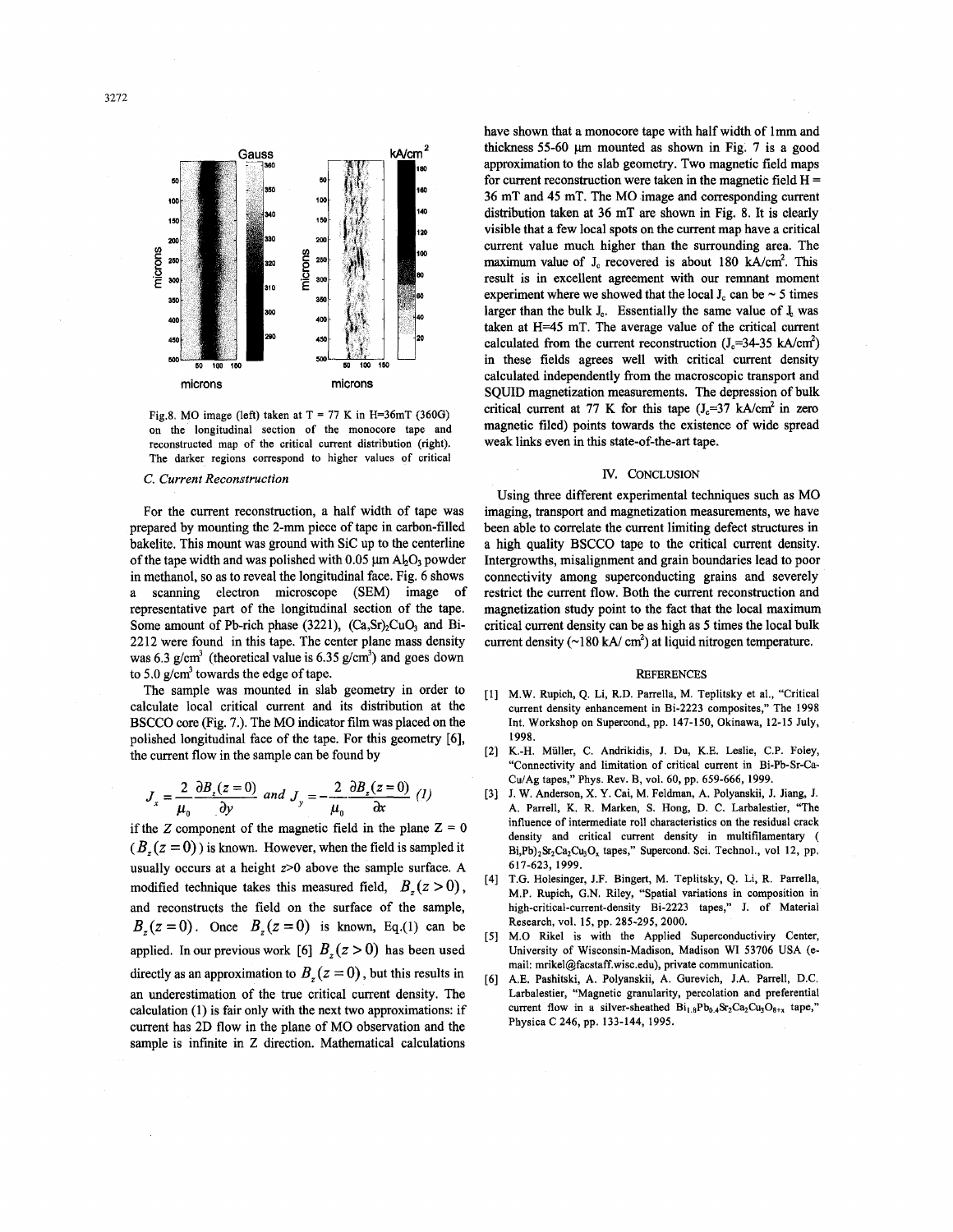Gauss

kA/cm$^2$

microns

microns

microns

Fig.8. MO image (left) taken at T = 77 K in H=36mT (360G) on the longitudinal section of the monocore tape and reconstructed map of the critical current distribution (right). The darker regions correspond to higher values of critical

### C. Current Reconstruction

For the current reconstruction, a half width of tape was prepared by mounting the 2-mm piece of tape in carbon-filled bakelite. This mount was ground with SiC up to the centerline of the tape width and was polished with 0.05 μm $Al_2O_3$ powder in methanol, so as to reveal the longitudinal face. Fig. 6 shows a scanning electron microscope (SEM) image of representative part of the longitudinal section of the tape. Some amount of Pb-rich phase (3221), $(Ca,Sr)_2CuO_3$ and Bi-2212 were found in this tape. The center plane mass density was 6.3 g/cm$^3$ (theoretical value is 6.35 g/cm$^3$) and goes down to 5.0 g/cm$^3$ towards the edge of tape.

The sample was mounted in slab geometry in order to calculate local critical current and its distribution at the BSCCO core (Fig. 7.). The MO indicator film was placed on the polished longitudinal face of the tape. For this geometry [6], the current flow in the sample can be found by

$$J_x = \frac{2}{\mu_0}\frac{\partial B_z(z=0)}{\partial y} \; and \; J_y = -\frac{2}{\mu_0}\frac{\partial B_z(z=0)}{\partial x} \quad (1)$$

if the Z component of the magnetic field in the plane Z = 0 ($B_z(z=0)$) is known. However, when the field is sampled it usually occurs at a height $z>0$ above the sample surface. A modified technique takes this measured field, $B_z(z>0)$, and reconstructs the field on the surface of the sample, $B_z(z=0)$. Once $B_z(z=0)$ is known, Eq.(1) can be applied. In our previous work [6] $B_z(z>0)$ has been used directly as an approximation to $B_z(z=0)$, but this results in an underestimation of the true critical current density. The calculation (1) is fair only with the next two approximations: if current has 2D flow in the plane of MO observation and the sample is infinite in Z direction. Mathematical calculations have shown that a monocore tape with half width of 1mm and thickness 55-60 μm mounted as shown in Fig. 7 is a good approximation to the slab geometry. Two magnetic field maps for current reconstruction were taken in the magnetic field H = 36 mT and 45 mT. The MO image and corresponding current distribution taken at 36 mT are shown in Fig. 8. It is clearly visible that a few local spots on the current map have a critical current value much higher than the surrounding area. The maximum value of $J_c$ recovered is about 180 kA/cm$^2$. This result is in excellent agreement with our remnant moment experiment where we showed that the local $J_c$ can be ~ 5 times larger than the bulk $J_c$. Essentially the same value of $J_c$ was taken at H=45 mT. The average value of the critical current calculated from the current reconstruction ($J_c$=34-35 kA/cm$^2$) in these fields agrees well with critical current density calculated independently from the macroscopic transport and SQUID magnetization measurements. The depression of bulk critical current at 77 K for this tape ($J_c$=37 kA/cm$^2$ in zero magnetic filed) points towards the existence of wide spread weak links even in this state-of-the-art tape.

## IV. Conclusion

Using three different experimental techniques such as MO imaging, transport and magnetization measurements, we have been able to correlate the current limiting defect structures in a high quality BSCCO tape to the critical current density. Intergrowths, misalignment and grain boundaries lead to poor connectivity among superconducting grains and severely restrict the current flow. Both the current reconstruction and magnetization study point to the fact that the local maximum critical current density can be as high as 5 times the local bulk current density (~180 kA/ cm$^2$) at liquid nitrogen temperature.

## References

[1] M.W. Rupich, Q. Li, R.D. Parrella, M. Teplitsky et al., "Critical current density enhancement in Bi-2223 composites," The 1998 Int. Workshop on Supercond., pp. 147-150, Okinawa, 12-15 July, 1998.

[2] K.-H. Müller, C. Andrikidis, J. Du, K.E. Leslie, C.P. Foley, "Connectivity and limitation of critical current in Bi-Pb-Sr-Ca-Cu/Ag tapes," Phys. Rev. B, vol. 60, pp. 659-666, 1999.

[3] J. W. Anderson, X. Y. Cai, M. Feldman, A. Polyanskii, J. Jiang, J. A. Parrell, K. R. Marken, S. Hong, D. C. Larbalestier, "The influence of intermediate roll characteristics on the residual crack density and critical current density in multifilamentary ( $Bi,Pb)_2Sr_2Ca_2Cu_3O_x$ tapes," Supercond. Sci. Technol., vol 12, pp. 617-623, 1999.

[4] T.G. Holesinger, J.F. Bingert, M. Teplitsky, Q. Li, R. Parrella, M.P. Rupich, G.N. Riley, "Spatial variations in composition in high-critical-current-density Bi-2223 tapes," J. of Material Research, vol. 15, pp. 285-295, 2000.

[5] M.O Rikel is with the Applied Superconductiviry Center, University of Wisconsin-Madison, Madison WI 53706 USA (e-mail: mrikel@facstaff.wisc.edu), private communication.

[6] A.E. Pashitski, A. Polyanskii, A. Gurevich, J.A. Parrell, D.C. Larbalestier, "Magnetic granularity, percolation and preferential current flow in a silver-sheathed $Bi_{1.8}Pb_{0.4}Sr_2Ca_2Cu_3O_{8+x}$ tape," Physica C 246, pp. 133-144, 1995.